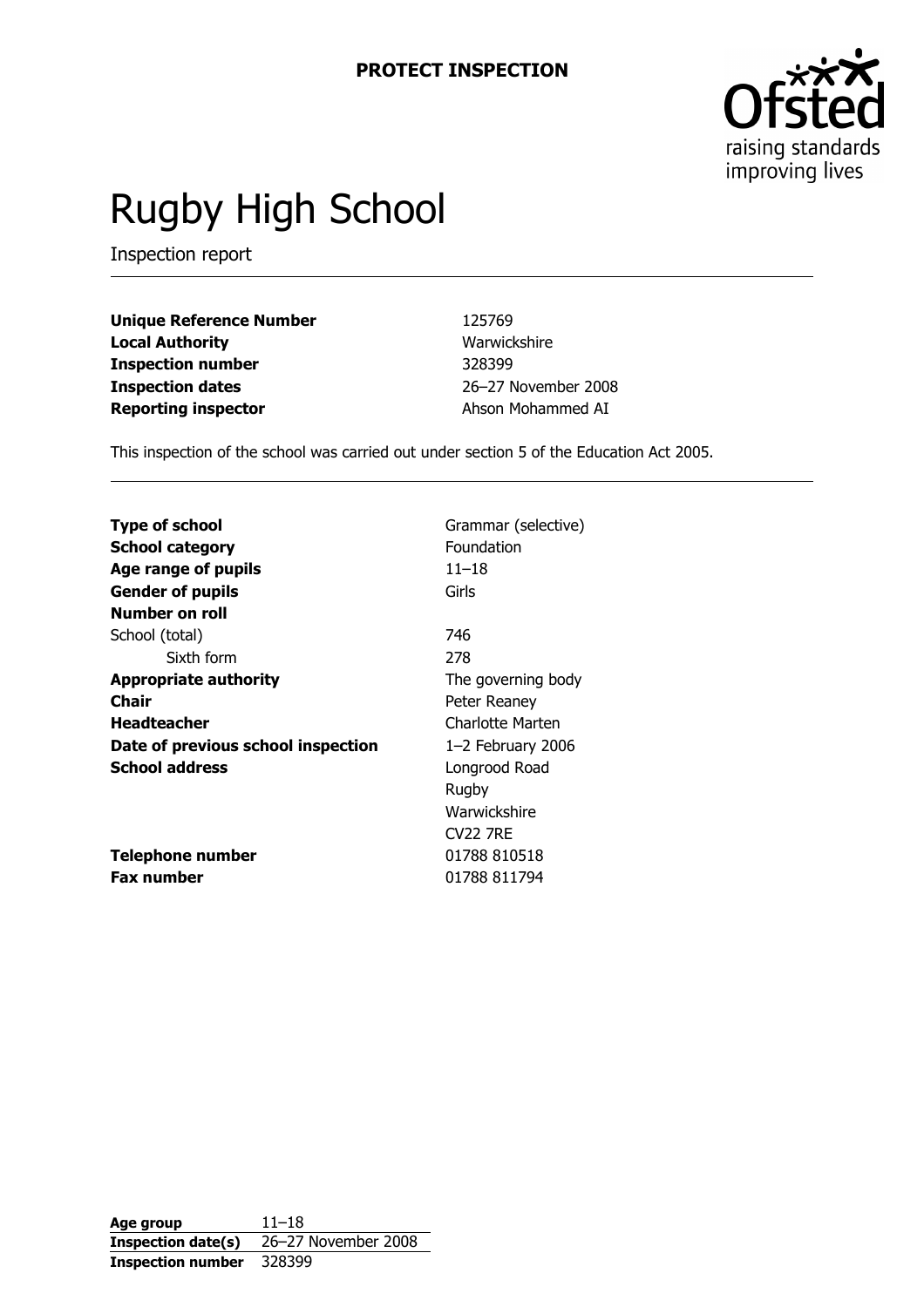**PROTECT INSPECTION**

Ofsted
raising standards
improving lives

# Rugby High School

Inspection report

| | |
|---|---|
| **Unique Reference Number** | 125769 |
| **Local Authority** | Warwickshire |
| **Inspection number** | 328399 |
| **Inspection dates** | 26–27 November 2008 |
| **Reporting inspector** | Ahson Mohammed AI |

This inspection of the school was carried out under section 5 of the Education Act 2005.

| | |
|---|---|
| **Type of school** | Grammar (selective) |
| **School category** | Foundation |
| **Age range of pupils** | 11–18 |
| **Gender of pupils** | Girls |
| **Number on roll** | |
| School (total) | 746 |
| Sixth form | 278 |
| **Appropriate authority** | The governing body |
| **Chair** | Peter Reaney |
| **Headteacher** | Charlotte Marten |
| **Date of previous school inspection** | 1–2 February 2006 |
| **School address** | Longrood Road<br>Rugby<br>Warwickshire<br>CV22 7RE |
| **Telephone number** | 01788 810518 |
| **Fax number** | 01788 811794 |

| | |
|---|---|
| **Age group** | 11–18 |
| **Inspection date(s)** | 26–27 November 2008 |
| **Inspection number** | 328399 |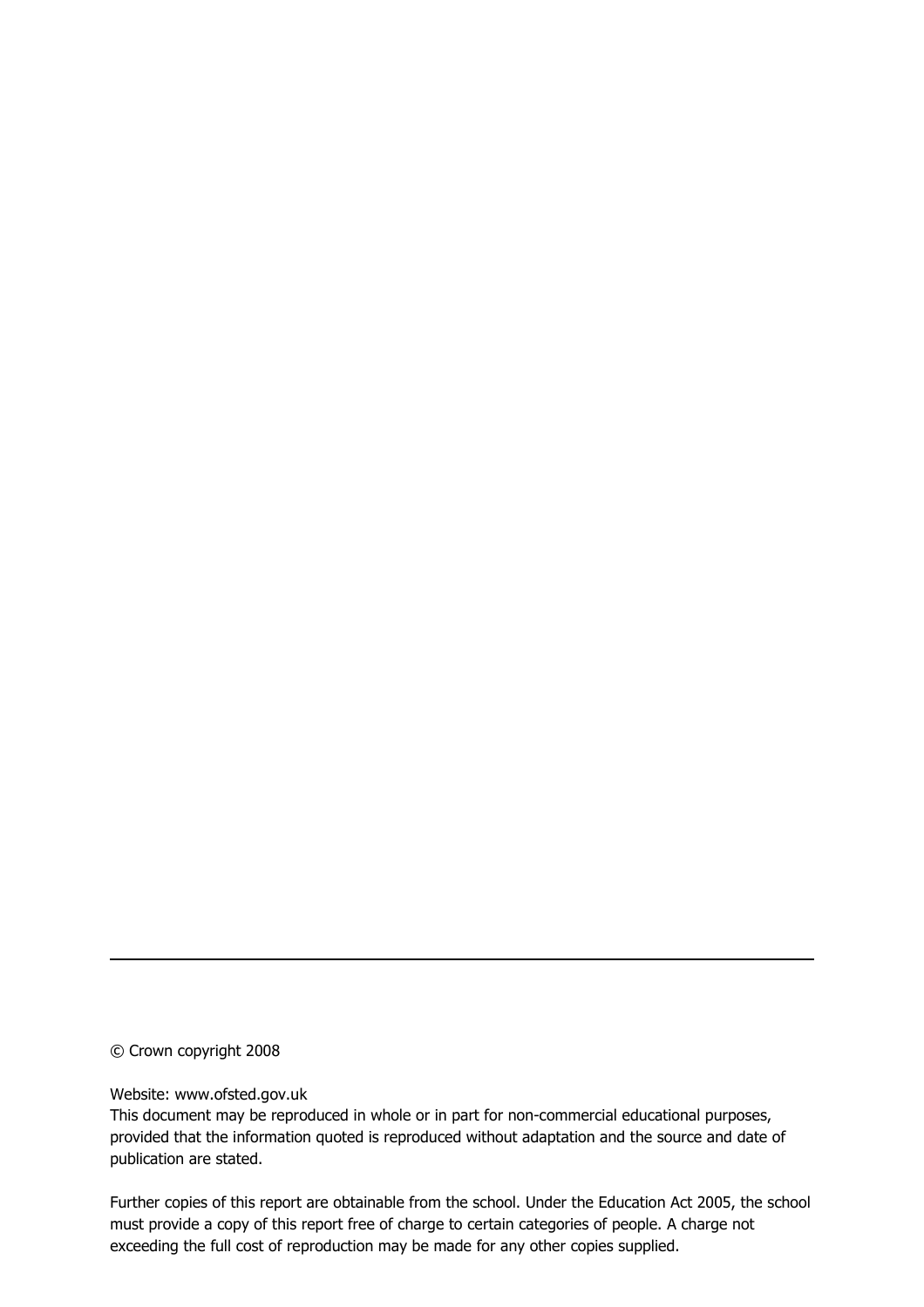---

© Crown copyright 2008

Website: www.ofsted.gov.uk
This document may be reproduced in whole or in part for non-commercial educational purposes, provided that the information quoted is reproduced without adaptation and the source and date of publication are stated.

Further copies of this report are obtainable from the school. Under the Education Act 2005, the school must provide a copy of this report free of charge to certain categories of people. A charge not exceeding the full cost of reproduction may be made for any other copies supplied.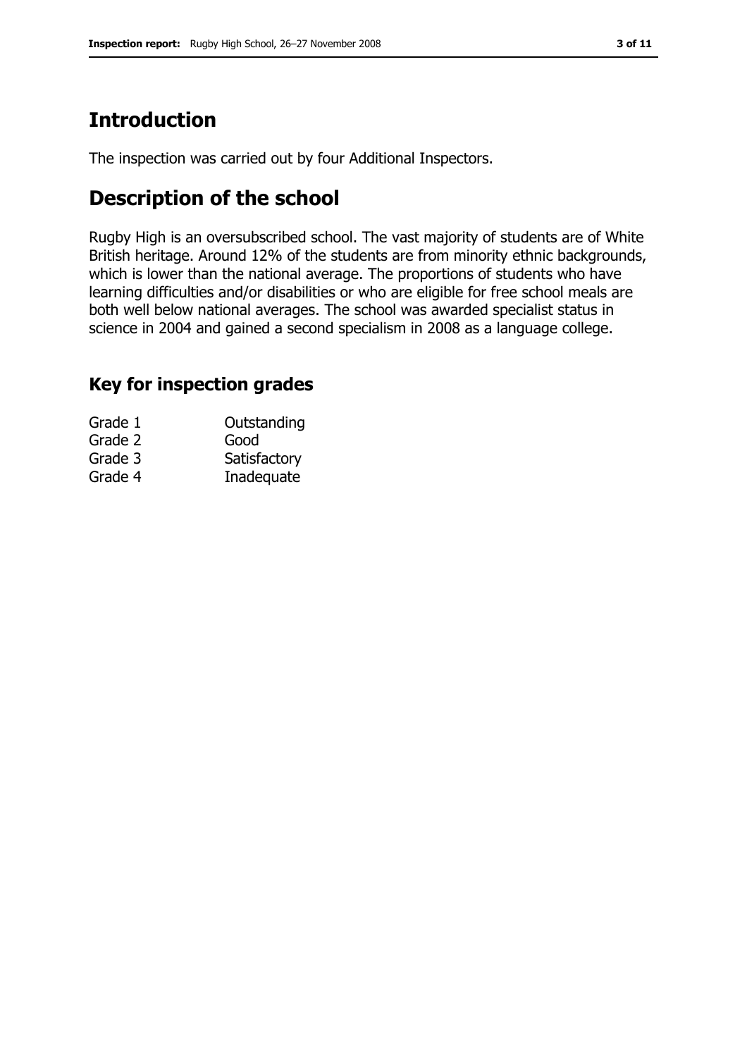## Introduction

The inspection was carried out by four Additional Inspectors.

## Description of the school

Rugby High is an oversubscribed school. The vast majority of students are of White British heritage. Around 12% of the students are from minority ethnic backgrounds, which is lower than the national average. The proportions of students who have learning difficulties and/or disabilities or who are eligible for free school meals are both well below national averages. The school was awarded specialist status in science in 2004 and gained a second specialism in 2008 as a language college.

### Key for inspection grades

| | |
|---|---|
| Grade 1 | Outstanding |
| Grade 2 | Good |
| Grade 3 | Satisfactory |
| Grade 4 | Inadequate |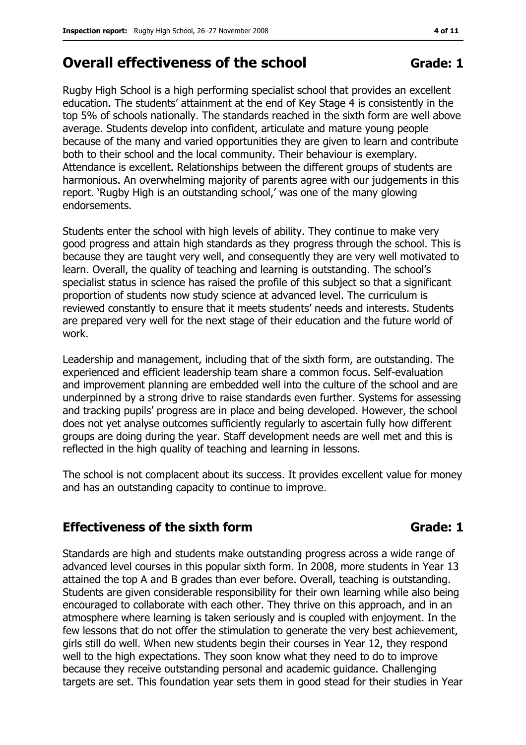## Overall effectiveness of the school **Grade: 1**

Rugby High School is a high performing specialist school that provides an excellent education. The students' attainment at the end of Key Stage 4 is consistently in the top 5% of schools nationally. The standards reached in the sixth form are well above average. Students develop into confident, articulate and mature young people because of the many and varied opportunities they are given to learn and contribute both to their school and the local community. Their behaviour is exemplary. Attendance is excellent. Relationships between the different groups of students are harmonious. An overwhelming majority of parents agree with our judgements in this report. 'Rugby High is an outstanding school,' was one of the many glowing endorsements.

Students enter the school with high levels of ability. They continue to make very good progress and attain high standards as they progress through the school. This is because they are taught very well, and consequently they are very well motivated to learn. Overall, the quality of teaching and learning is outstanding. The school's specialist status in science has raised the profile of this subject so that a significant proportion of students now study science at advanced level. The curriculum is reviewed constantly to ensure that it meets students' needs and interests. Students are prepared very well for the next stage of their education and the future world of work.

Leadership and management, including that of the sixth form, are outstanding. The experienced and efficient leadership team share a common focus. Self-evaluation and improvement planning are embedded well into the culture of the school and are underpinned by a strong drive to raise standards even further. Systems for assessing and tracking pupils' progress are in place and being developed. However, the school does not yet analyse outcomes sufficiently regularly to ascertain fully how different groups are doing during the year. Staff development needs are well met and this is reflected in the high quality of teaching and learning in lessons.

The school is not complacent about its success. It provides excellent value for money and has an outstanding capacity to continue to improve.

## Effectiveness of the sixth form **Grade: 1**

Standards are high and students make outstanding progress across a wide range of advanced level courses in this popular sixth form. In 2008, more students in Year 13 attained the top A and B grades than ever before. Overall, teaching is outstanding. Students are given considerable responsibility for their own learning while also being encouraged to collaborate with each other. They thrive on this approach, and in an atmosphere where learning is taken seriously and is coupled with enjoyment. In the few lessons that do not offer the stimulation to generate the very best achievement, girls still do well. When new students begin their courses in Year 12, they respond well to the high expectations. They soon know what they need to do to improve because they receive outstanding personal and academic guidance. Challenging targets are set. This foundation year sets them in good stead for their studies in Year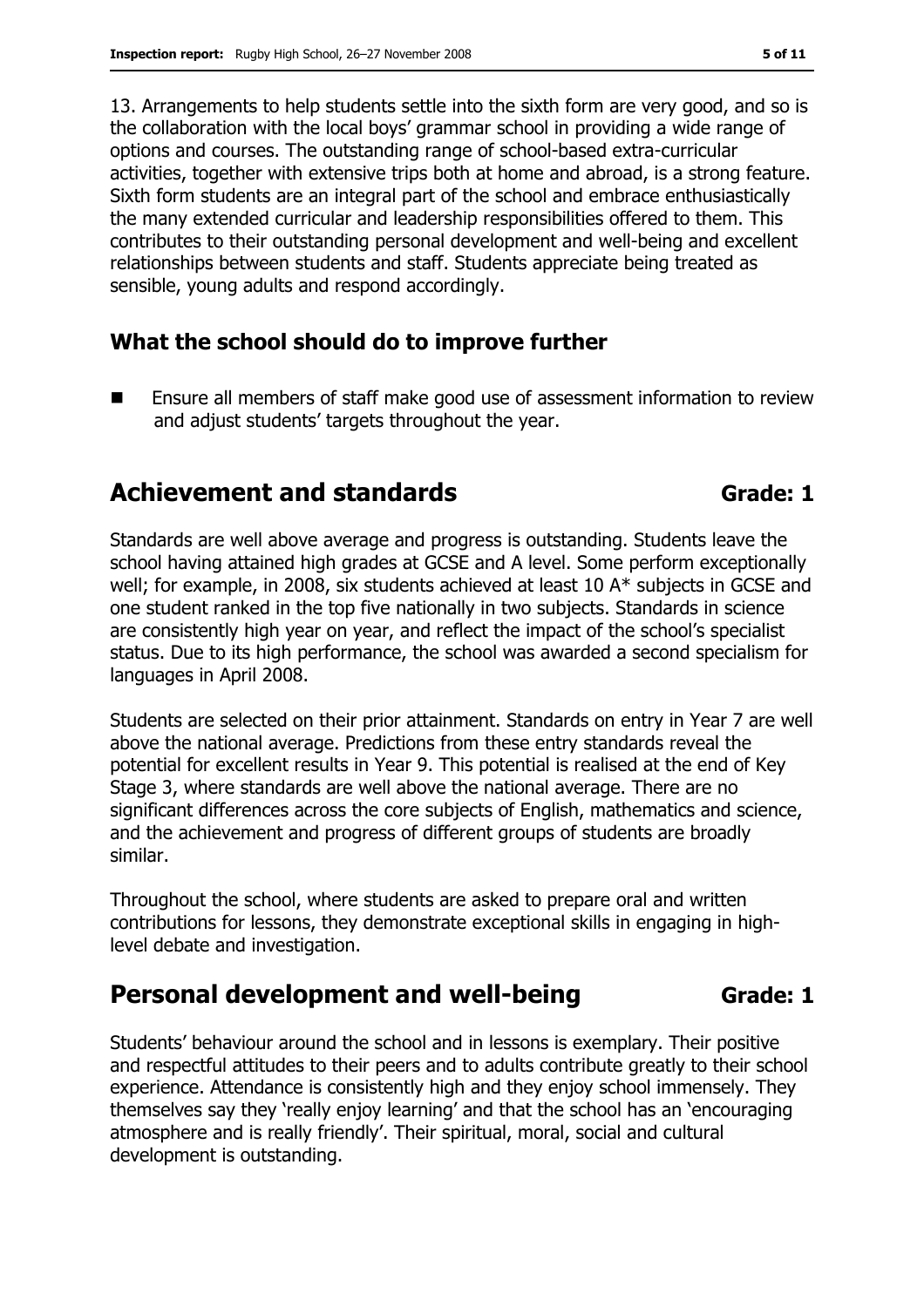13. Arrangements to help students settle into the sixth form are very good, and so is the collaboration with the local boys' grammar school in providing a wide range of options and courses. The outstanding range of school-based extra-curricular activities, together with extensive trips both at home and abroad, is a strong feature. Sixth form students are an integral part of the school and embrace enthusiastically the many extended curricular and leadership responsibilities offered to them. This contributes to their outstanding personal development and well-being and excellent relationships between students and staff. Students appreciate being treated as sensible, young adults and respond accordingly.

## What the school should do to improve further

- Ensure all members of staff make good use of assessment information to review and adjust students' targets throughout the year.

# Achievement and standards — Grade: 1

Standards are well above average and progress is outstanding. Students leave the school having attained high grades at GCSE and A level. Some perform exceptionally well; for example, in 2008, six students achieved at least 10 A* subjects in GCSE and one student ranked in the top five nationally in two subjects. Standards in science are consistently high year on year, and reflect the impact of the school's specialist status. Due to its high performance, the school was awarded a second specialism for languages in April 2008.

Students are selected on their prior attainment. Standards on entry in Year 7 are well above the national average. Predictions from these entry standards reveal the potential for excellent results in Year 9. This potential is realised at the end of Key Stage 3, where standards are well above the national average. There are no significant differences across the core subjects of English, mathematics and science, and the achievement and progress of different groups of students are broadly similar.

Throughout the school, where students are asked to prepare oral and written contributions for lessons, they demonstrate exceptional skills in engaging in high-level debate and investigation.

# Personal development and well-being — Grade: 1

Students' behaviour around the school and in lessons is exemplary. Their positive and respectful attitudes to their peers and to adults contribute greatly to their school experience. Attendance is consistently high and they enjoy school immensely. They themselves say they 'really enjoy learning' and that the school has an 'encouraging atmosphere and is really friendly'. Their spiritual, moral, social and cultural development is outstanding.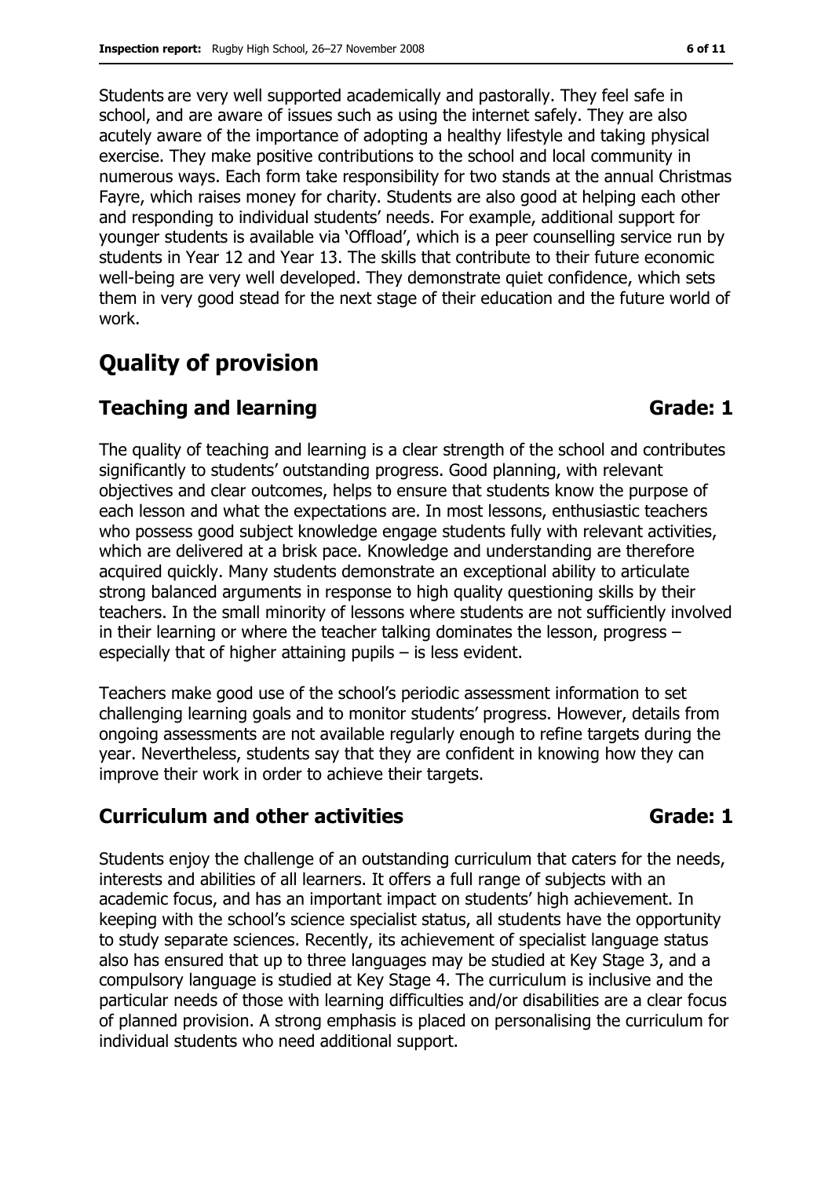Students are very well supported academically and pastorally. They feel safe in school, and are aware of issues such as using the internet safely. They are also acutely aware of the importance of adopting a healthy lifestyle and taking physical exercise. They make positive contributions to the school and local community in numerous ways. Each form take responsibility for two stands at the annual Christmas Fayre, which raises money for charity. Students are also good at helping each other and responding to individual students' needs. For example, additional support for younger students is available via 'Offload', which is a peer counselling service run by students in Year 12 and Year 13. The skills that contribute to their future economic well-being are very well developed. They demonstrate quiet confidence, which sets them in very good stead for the next stage of their education and the future world of work.

# Quality of provision

## Teaching and learning — Grade: 1

The quality of teaching and learning is a clear strength of the school and contributes significantly to students' outstanding progress. Good planning, with relevant objectives and clear outcomes, helps to ensure that students know the purpose of each lesson and what the expectations are. In most lessons, enthusiastic teachers who possess good subject knowledge engage students fully with relevant activities, which are delivered at a brisk pace. Knowledge and understanding are therefore acquired quickly. Many students demonstrate an exceptional ability to articulate strong balanced arguments in response to high quality questioning skills by their teachers. In the small minority of lessons where students are not sufficiently involved in their learning or where the teacher talking dominates the lesson, progress – especially that of higher attaining pupils – is less evident.

Teachers make good use of the school's periodic assessment information to set challenging learning goals and to monitor students' progress. However, details from ongoing assessments are not available regularly enough to refine targets during the year. Nevertheless, students say that they are confident in knowing how they can improve their work in order to achieve their targets.

## Curriculum and other activities — Grade: 1

Students enjoy the challenge of an outstanding curriculum that caters for the needs, interests and abilities of all learners. It offers a full range of subjects with an academic focus, and has an important impact on students' high achievement. In keeping with the school's science specialist status, all students have the opportunity to study separate sciences. Recently, its achievement of specialist language status also has ensured that up to three languages may be studied at Key Stage 3, and a compulsory language is studied at Key Stage 4. The curriculum is inclusive and the particular needs of those with learning difficulties and/or disabilities are a clear focus of planned provision. A strong emphasis is placed on personalising the curriculum for individual students who need additional support.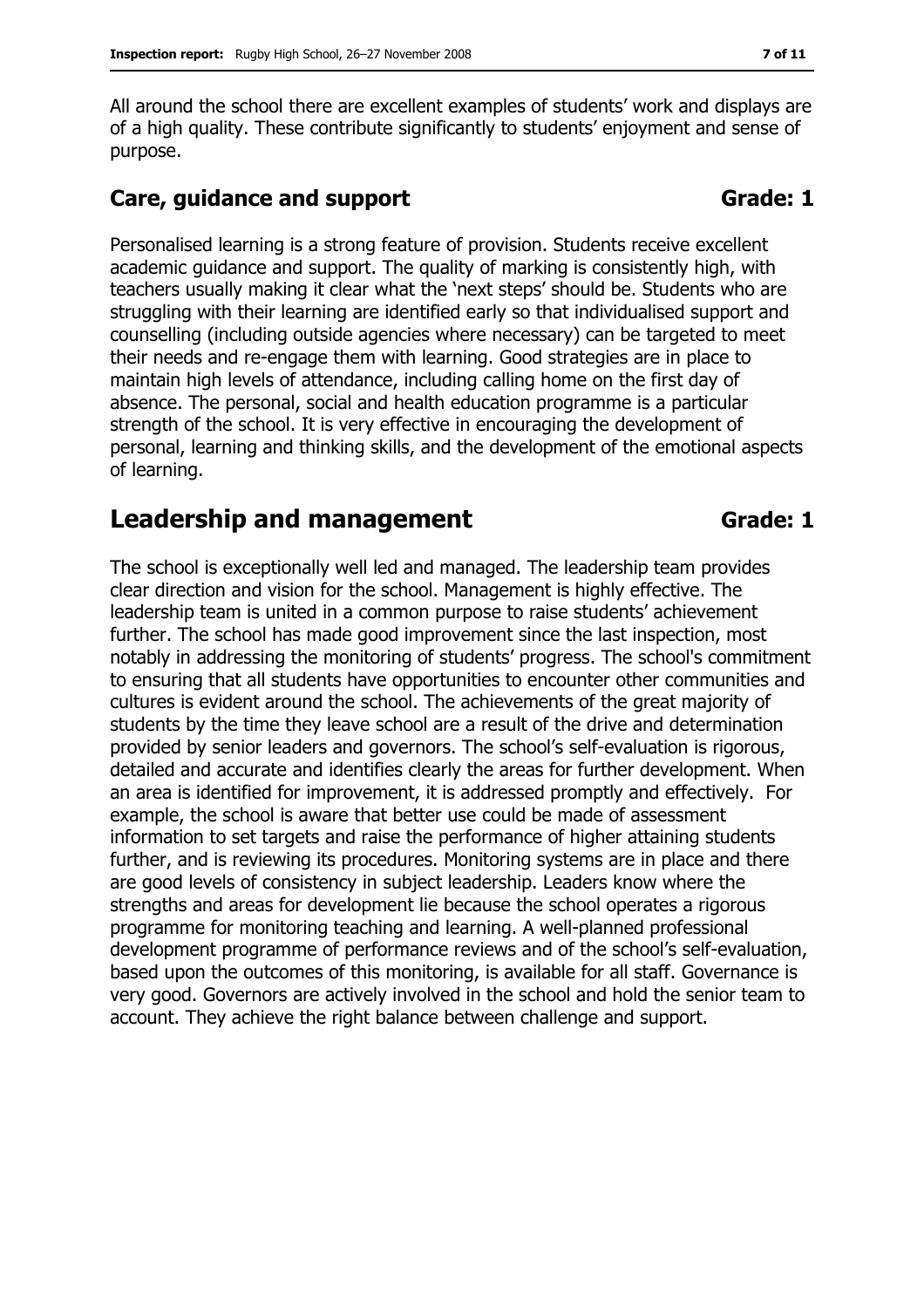All around the school there are excellent examples of students' work and displays are of a high quality. These contribute significantly to students' enjoyment and sense of purpose.

### Care, guidance and support — Grade: 1

Personalised learning is a strong feature of provision. Students receive excellent academic guidance and support. The quality of marking is consistently high, with teachers usually making it clear what the 'next steps' should be. Students who are struggling with their learning are identified early so that individualised support and counselling (including outside agencies where necessary) can be targeted to meet their needs and re-engage them with learning. Good strategies are in place to maintain high levels of attendance, including calling home on the first day of absence. The personal, social and health education programme is a particular strength of the school. It is very effective in encouraging the development of personal, learning and thinking skills, and the development of the emotional aspects of learning.

## Leadership and management — Grade: 1

The school is exceptionally well led and managed. The leadership team provides clear direction and vision for the school. Management is highly effective. The leadership team is united in a common purpose to raise students' achievement further. The school has made good improvement since the last inspection, most notably in addressing the monitoring of students' progress. The school's commitment to ensuring that all students have opportunities to encounter other communities and cultures is evident around the school. The achievements of the great majority of students by the time they leave school are a result of the drive and determination provided by senior leaders and governors. The school's self-evaluation is rigorous, detailed and accurate and identifies clearly the areas for further development. When an area is identified for improvement, it is addressed promptly and effectively. For example, the school is aware that better use could be made of assessment information to set targets and raise the performance of higher attaining students further, and is reviewing its procedures. Monitoring systems are in place and there are good levels of consistency in subject leadership. Leaders know where the strengths and areas for development lie because the school operates a rigorous programme for monitoring teaching and learning. A well-planned professional development programme of performance reviews and of the school's self-evaluation, based upon the outcomes of this monitoring, is available for all staff. Governance is very good. Governors are actively involved in the school and hold the senior team to account. They achieve the right balance between challenge and support.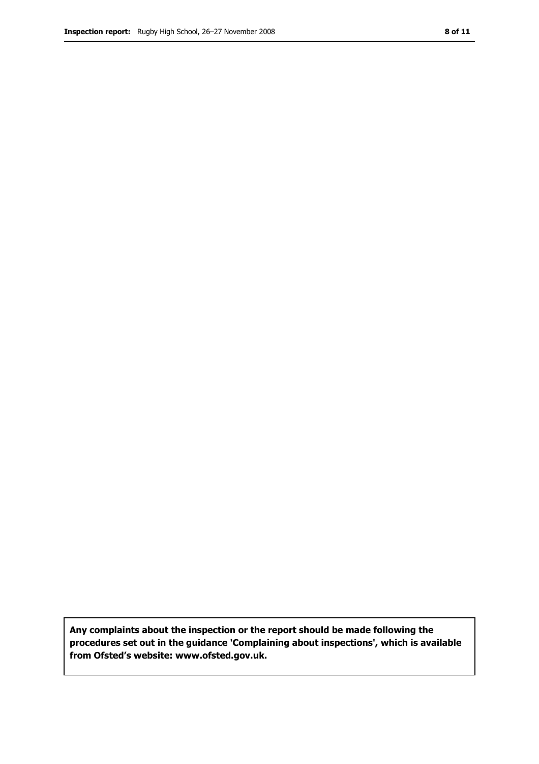**Any complaints about the inspection or the report should be made following the procedures set out in the guidance 'Complaining about inspections', which is available from Ofsted's website: www.ofsted.gov.uk.**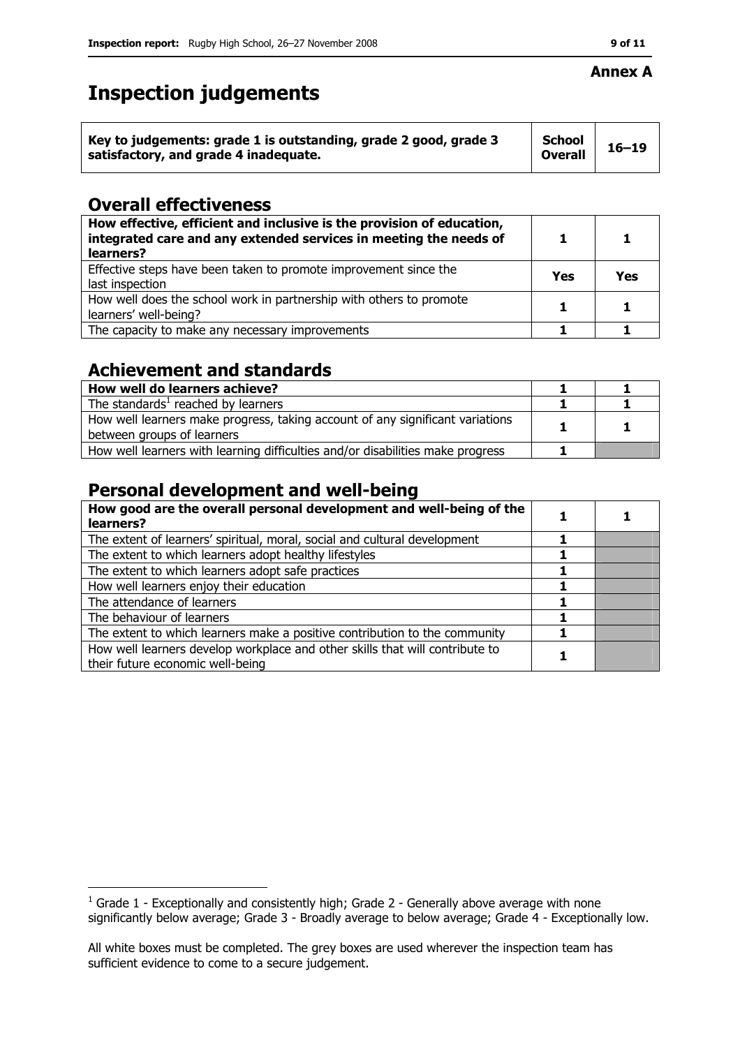**Annex A**

# Inspection judgements

| Key to judgements: grade 1 is outstanding, grade 2 good, grade 3 satisfactory, and grade 4 inadequate. | School Overall | 16–19 |
|---|---|---|

## Overall effectiveness

| | | |
|---|---|---|
| **How effective, efficient and inclusive is the provision of education, integrated care and any extended services in meeting the needs of learners?** | **1** | **1** |
| Effective steps have been taken to promote improvement since the last inspection | **Yes** | **Yes** |
| How well does the school work in partnership with others to promote learners' well-being? | **1** | **1** |
| The capacity to make any necessary improvements | **1** | **1** |

## Achievement and standards

| | | |
|---|---|---|
| **How well do learners achieve?** | **1** | **1** |
| The standards[1] reached by learners | **1** | **1** |
| How well learners make progress, taking account of any significant variations between groups of learners | **1** | **1** |
| How well learners with learning difficulties and/or disabilities make progress | **1** | |

## Personal development and well-being

| | | |
|---|---|---|
| **How good are the overall personal development and well-being of the learners?** | **1** | **1** |
| The extent of learners' spiritual, moral, social and cultural development | **1** | |
| The extent to which learners adopt healthy lifestyles | **1** | |
| The extent to which learners adopt safe practices | **1** | |
| How well learners enjoy their education | **1** | |
| The attendance of learners | **1** | |
| The behaviour of learners | **1** | |
| The extent to which learners make a positive contribution to the community | **1** | |
| How well learners develop workplace and other skills that will contribute to their future economic well-being | **1** | |

[1] Grade 1 - Exceptionally and consistently high; Grade 2 - Generally above average with none significantly below average; Grade 3 - Broadly average to below average; Grade 4 - Exceptionally low.

All white boxes must be completed. The grey boxes are used wherever the inspection team has sufficient evidence to come to a secure judgement.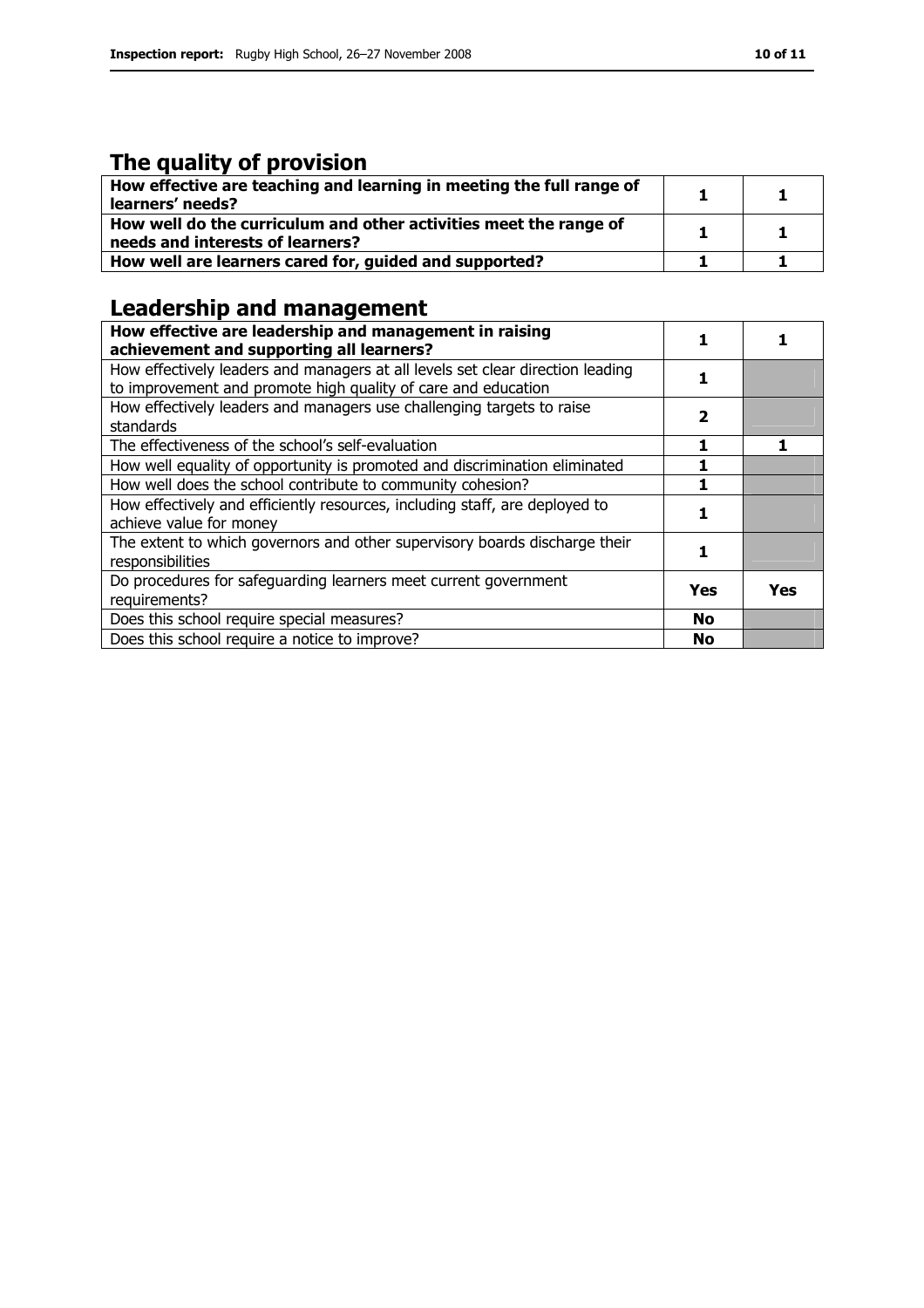## The quality of provision

| | | |
|---|---|---|
| **How effective are teaching and learning in meeting the full range of learners' needs?** | **1** | **1** |
| **How well do the curriculum and other activities meet the range of needs and interests of learners?** | **1** | **1** |
| **How well are learners cared for, guided and supported?** | **1** | **1** |

## Leadership and management

| | | |
|---|---|---|
| **How effective are leadership and management in raising achievement and supporting all learners?** | **1** | **1** |
| How effectively leaders and managers at all levels set clear direction leading to improvement and promote high quality of care and education | **1** | |
| How effectively leaders and managers use challenging targets to raise standards | **2** | |
| The effectiveness of the school's self-evaluation | **1** | **1** |
| How well equality of opportunity is promoted and discrimination eliminated | **1** | |
| How well does the school contribute to community cohesion? | **1** | |
| How effectively and efficiently resources, including staff, are deployed to achieve value for money | **1** | |
| The extent to which governors and other supervisory boards discharge their responsibilities | **1** | |
| Do procedures for safeguarding learners meet current government requirements? | **Yes** | **Yes** |
| Does this school require special measures? | **No** | |
| Does this school require a notice to improve? | **No** | |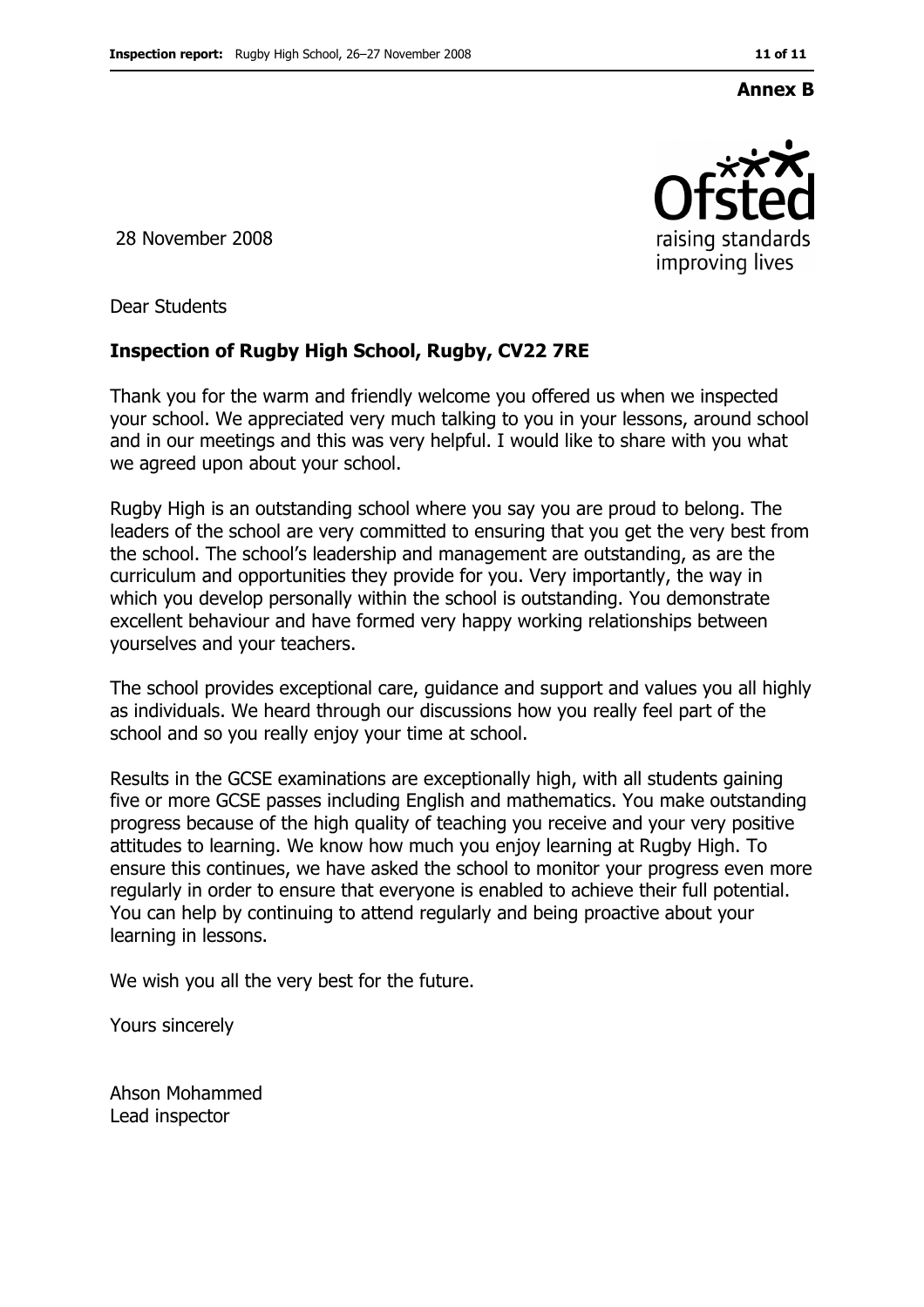**Annex B**

28 November 2008

Dear Students

**Inspection of Rugby High School, Rugby, CV22 7RE**

Thank you for the warm and friendly welcome you offered us when we inspected your school. We appreciated very much talking to you in your lessons, around school and in our meetings and this was very helpful. I would like to share with you what we agreed upon about your school.

Rugby High is an outstanding school where you say you are proud to belong. The leaders of the school are very committed to ensuring that you get the very best from the school. The school's leadership and management are outstanding, as are the curriculum and opportunities they provide for you. Very importantly, the way in which you develop personally within the school is outstanding. You demonstrate excellent behaviour and have formed very happy working relationships between yourselves and your teachers.

The school provides exceptional care, guidance and support and values you all highly as individuals. We heard through our discussions how you really feel part of the school and so you really enjoy your time at school.

Results in the GCSE examinations are exceptionally high, with all students gaining five or more GCSE passes including English and mathematics. You make outstanding progress because of the high quality of teaching you receive and your very positive attitudes to learning. We know how much you enjoy learning at Rugby High. To ensure this continues, we have asked the school to monitor your progress even more regularly in order to ensure that everyone is enabled to achieve their full potential. You can help by continuing to attend regularly and being proactive about your learning in lessons.

We wish you all the very best for the future.

Yours sincerely

Ahson Mohammed
Lead inspector